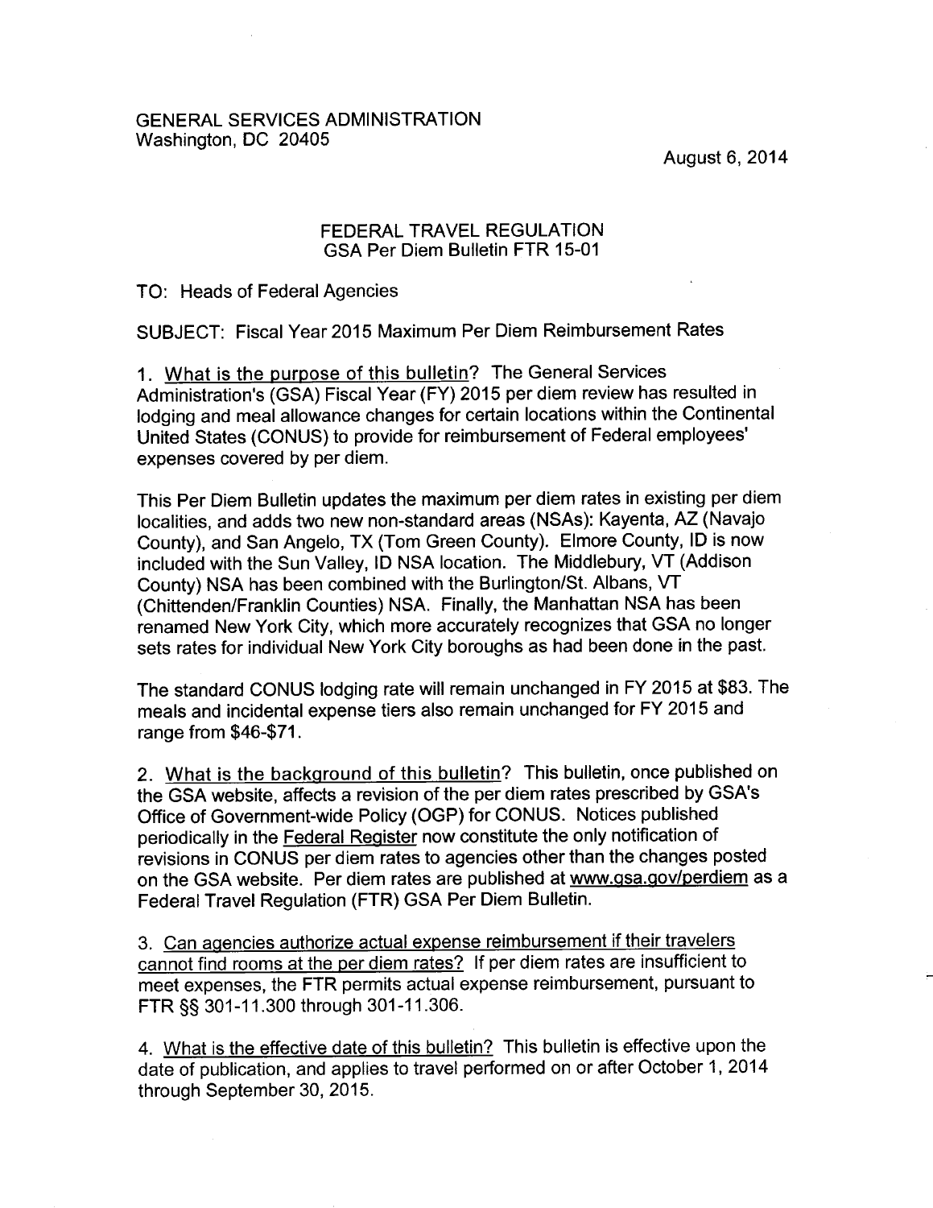GENERAL SERVICES ADMINISTRATION
Washington, DC 20405

August 6, 2014

FEDERAL TRAVEL REGULATION
GSA Per Diem Bulletin FTR 15-01

TO: Heads of Federal Agencies

SUBJECT: Fiscal Year 2015 Maximum Per Diem Reimbursement Rates

1. What is the purpose of this bulletin? The General Services Administration's (GSA) Fiscal Year (FY) 2015 per diem review has resulted in lodging and meal allowance changes for certain locations within the Continental United States (CONUS) to provide for reimbursement of Federal employees' expenses covered by per diem.

This Per Diem Bulletin updates the maximum per diem rates in existing per diem localities, and adds two new non-standard areas (NSAs): Kayenta, AZ (Navajo County), and San Angelo, TX (Tom Green County). Elmore County, ID is now included with the Sun Valley, ID NSA location. The Middlebury, VT (Addison County) NSA has been combined with the Burlington/St. Albans, VT (Chittenden/Franklin Counties) NSA. Finally, the Manhattan NSA has been renamed New York City, which more accurately recognizes that GSA no longer sets rates for individual New York City boroughs as had been done in the past.

The standard CONUS lodging rate will remain unchanged in FY 2015 at $83. The meals and incidental expense tiers also remain unchanged for FY 2015 and range from $46-$71.

2. What is the background of this bulletin? This bulletin, once published on the GSA website, affects a revision of the per diem rates prescribed by GSA's Office of Government-wide Policy (OGP) for CONUS. Notices published periodically in the Federal Register now constitute the only notification of revisions in CONUS per diem rates to agencies other than the changes posted on the GSA website. Per diem rates are published at www.gsa.gov/perdiem as a Federal Travel Regulation (FTR) GSA Per Diem Bulletin.

3. Can agencies authorize actual expense reimbursement if their travelers cannot find rooms at the per diem rates? If per diem rates are insufficient to meet expenses, the FTR permits actual expense reimbursement, pursuant to FTR §§ 301-11.300 through 301-11.306.

4. What is the effective date of this bulletin? This bulletin is effective upon the date of publication, and applies to travel performed on or after October 1, 2014 through September 30, 2015.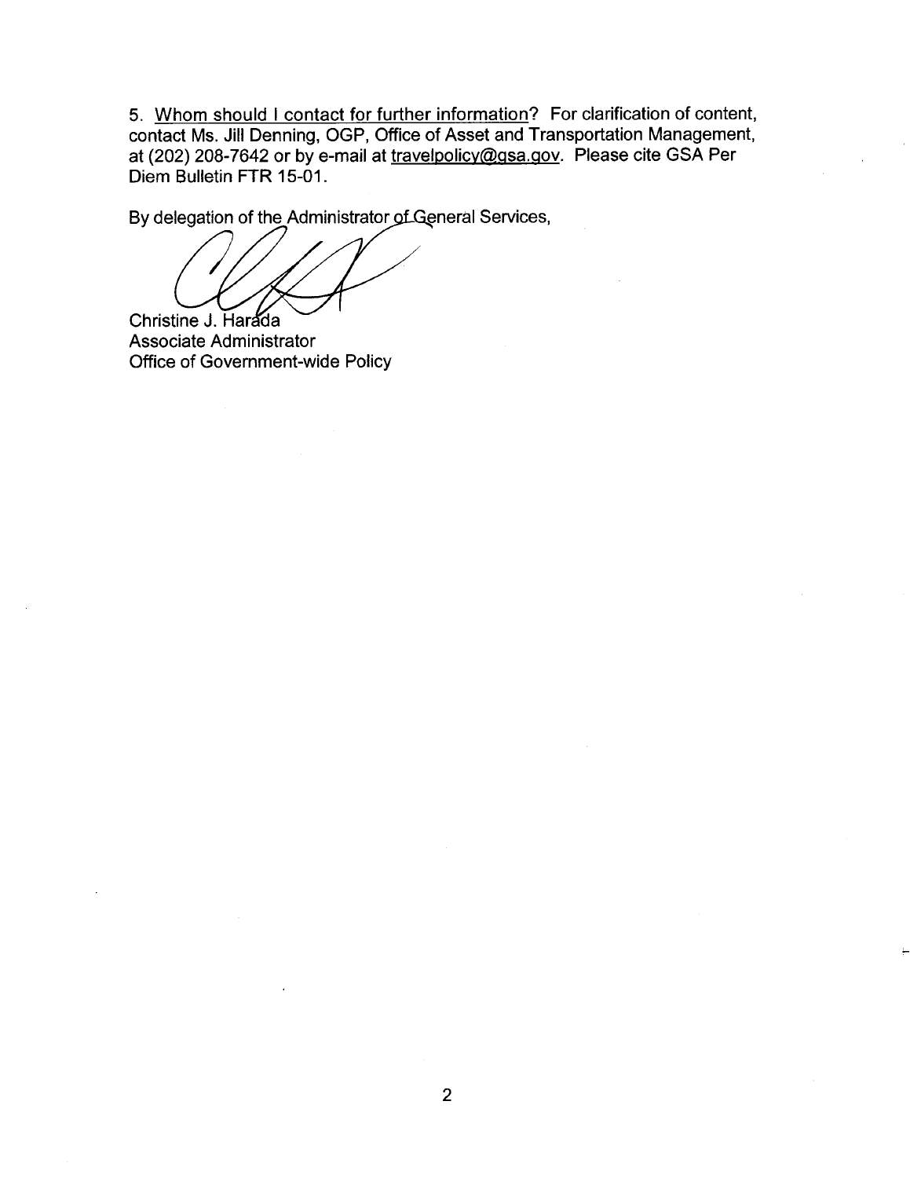5. Whom should I contact for further information? For clarification of content, contact Ms. Jill Denning, OGP, Office of Asset and Transportation Management, at (202) 208-7642 or by e-mail at travelpolicy@gsa.gov. Please cite GSA Per Diem Bulletin FTR 15-01.

By delegation of the Administrator of General Services,

Christine J. Harada  
Associate Administrator  
Office of Government-wide Policy